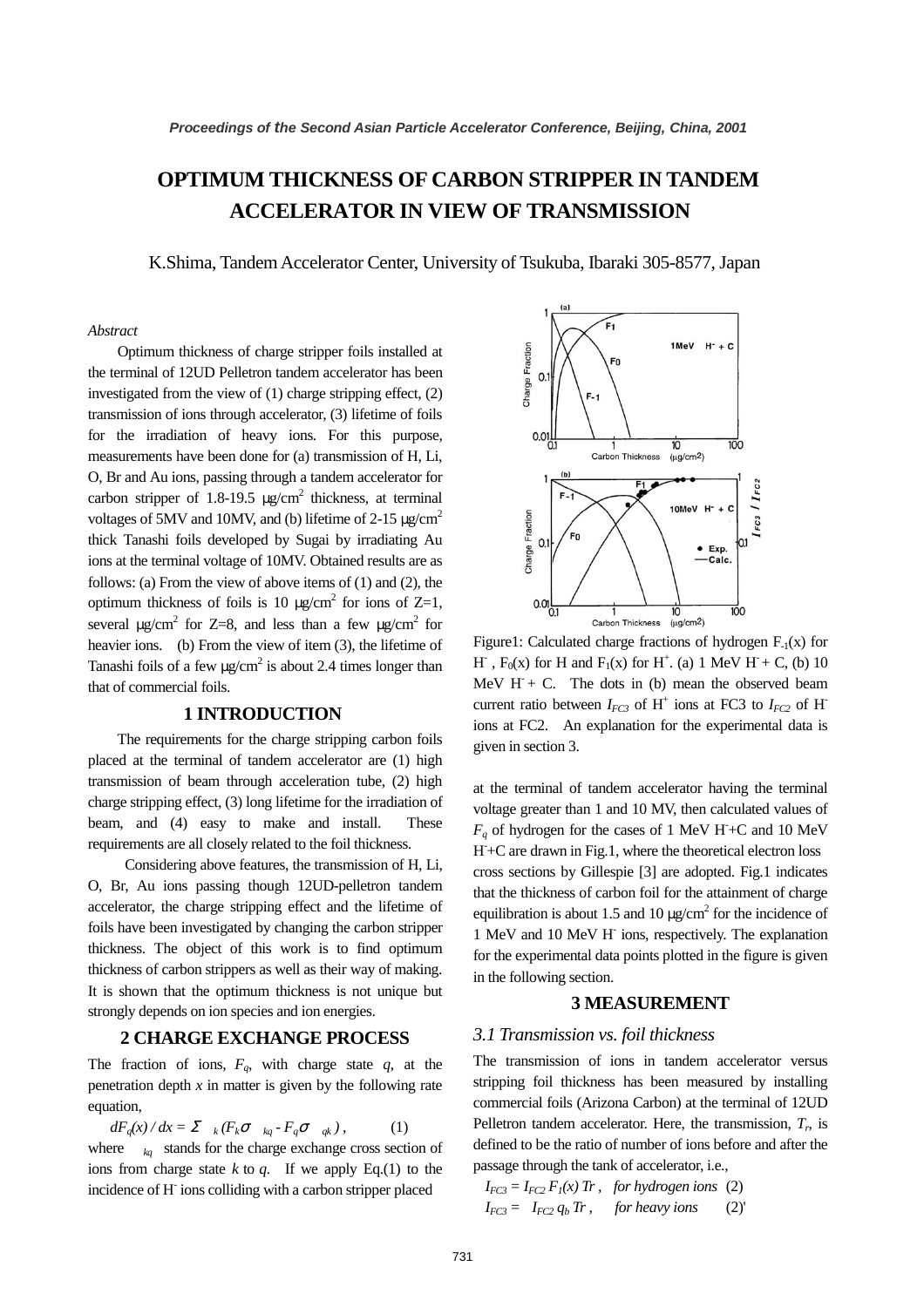# OPTIMUM THICKNESS OF CARBON STRIPPER IN TANDEM ACCELERATOR IN VIEW OF TRANSMISSION

K.Shima, Tandem Accelerator Center, University of Tsukuba, Ibaraki 305-8577, Japan

*Abstract*

Optimum thickness of charge stripper foils installed at the terminal of 12UD Pelletron tandem accelerator has been investigated from the view of (1) charge stripping effect, (2) transmission of ions through accelerator, (3) lifetime of foils for the irradiation of heavy ions. For this purpose, measurements have been done for (a) transmission of H, Li, O, Br and Au ions, passing through a tandem accelerator for carbon stripper of 1.8-19.5 μg/cm$^2$ thickness, at terminal voltages of 5MV and 10MV, and (b) lifetime of 2-15 μg/cm$^2$ thick Tanashi foils developed by Sugai by irradiating Au ions at the terminal voltage of 10MV. Obtained results are as follows: (a) From the view of above items of (1) and (2), the optimum thickness of foils is 10 μg/cm$^2$ for ions of Z=1, several μg/cm$^2$ for Z=8, and less than a few μg/cm$^2$ for heavier ions. (b) From the view of item (3), the lifetime of Tanashi foils of a few μg/cm$^2$ is about 2.4 times longer than that of commercial foils.

## 1 INTRODUCTION

The requirements for the charge stripping carbon foils placed at the terminal of tandem accelerator are (1) high transmission of beam through acceleration tube, (2) high charge stripping effect, (3) long lifetime for the irradiation of beam, and (4) easy to make and install. These requirements are all closely related to the foil thickness.

Considering above features, the transmission of H, Li, O, Br, Au ions passing though 12UD-pelletron tandem accelerator, the charge stripping effect and the lifetime of foils have been investigated by changing the carbon stripper thickness. The object of this work is to find optimum thickness of carbon strippers as well as their way of making. It is shown that the optimum thickness is not unique but strongly depends on ion species and ion energies.

## 2 CHARGE EXCHANGE PROCESS

The fraction of ions, $F_q$, with charge state $q$, at the penetration depth $x$ in matter is given by the following rate equation,

$$dF_q(x) / dx = \Sigma_k (F_k\sigma_{kq} - F_q\sigma_{qk}) , \qquad (1)$$

where $\sigma_{kq}$ stands for the charge exchange cross section of ions from charge state $k$ to $q$. If we apply Eq.(1) to the incidence of $H^-$ ions colliding with a carbon stripper placed

Figure1: Calculated charge fractions of hydrogen $F_{-1}(x)$ for $H^-$, $F_0(x)$ for H and $F_1(x)$ for $H^+$. (a) 1 MeV $H^-$ + C, (b) 10 MeV $H^-$ + C. The dots in (b) mean the observed beam current ratio between $I_{FC3}$ of $H^+$ ions at FC3 to $I_{FC2}$ of $H^-$ ions at FC2. An explanation for the experimental data is given in section 3.

at the terminal of tandem accelerator having the terminal voltage greater than 1 and 10 MV, then calculated values of $F_q$ of hydrogen for the cases of 1 MeV $H^-$+C and 10 MeV $H^-$+C are drawn in Fig.1, where the theoretical electron loss cross sections by Gillespie [3] are adopted. Fig.1 indicates that the thickness of carbon foil for the attainment of charge equilibration is about 1.5 and 10 μg/cm$^2$ for the incidence of 1 MeV and 10 MeV $H^-$ ions, respectively. The explanation for the experimental data points plotted in the figure is given in the following section.

## 3 MEASUREMENT

### *3.1 Transmission vs. foil thickness*

The transmission of ions in tandem accelerator versus stripping foil thickness has been measured by installing commercial foils (Arizona Carbon) at the terminal of 12UD Pelletron tandem accelerator. Here, the transmission, $T_r$, is defined to be the ratio of number of ions before and after the passage through the tank of accelerator, i.e.,

$$I_{FC3} = I_{FC2}\, F_1(x)\, Tr , \quad \textit{for hydrogen ions} \quad (2)$$

$$I_{FC3} = I_{FC2}\, q_b\, Tr , \quad \textit{for heavy ions} \quad (2)'$$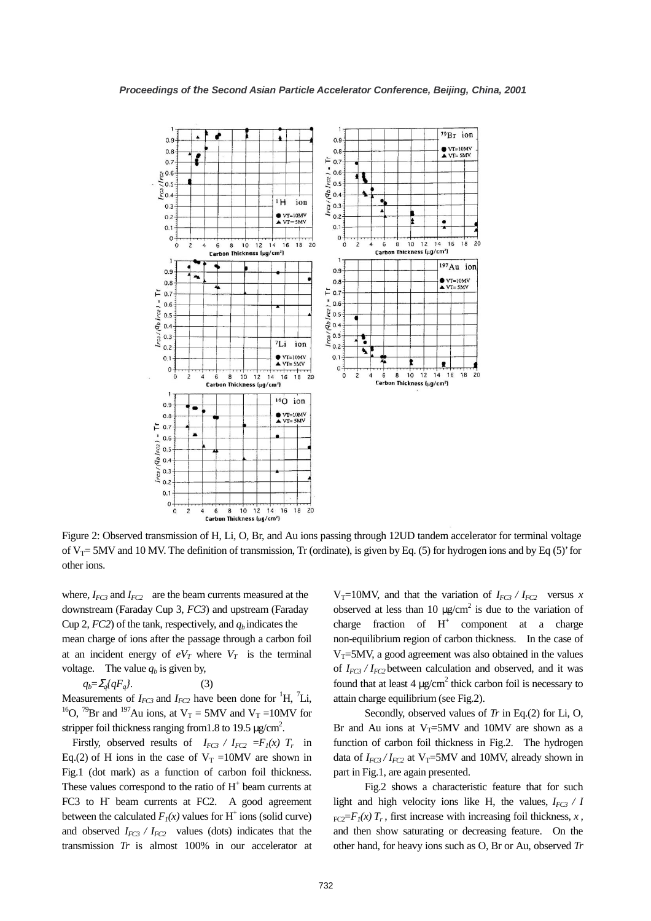Figure 2: Observed transmission of H, Li, O, Br, and Au ions passing through 12UD tandem accelerator for terminal voltage of $V_T$= 5MV and 10 MV. The definition of transmission, Tr (ordinate), is given by Eq. (5) for hydrogen ions and by Eq (5)' for other ions.

where, $I_{FC3}$ and $I_{FC2}$ are the beam currents measured at the downstream (Faraday Cup 3, *FC3*) and upstream (Faraday Cup 2, *FC2*) of the tank, respectively, and $q_b$ indicates the mean charge of ions after the passage through a carbon foil at an incident energy of $eV_T$ where $V_T$ is the terminal voltage. The value $q_b$ is given by,

$$q_b = \Sigma_q \{qF_q\}. \qquad (3)$$

Measurements of $I_{FC3}$ and $I_{FC2}$ have been done for $^{1}$H, $^{7}$Li, $^{16}$O, $^{79}$Br and $^{197}$Au ions, at $V_T$ = 5MV and $V_T$ =10MV for stripper foil thickness ranging from1.8 to 19.5 μg/cm$^2$.

Firstly, observed results of $I_{FC3} / I_{FC2} = F_1(x)\ T_r$ in Eq.(2) of H ions in the case of $V_T$ =10MV are shown in Fig.1 (dot mark) as a function of carbon foil thickness. These values correspond to the ratio of $H^+$ beam currents at FC3 to $H^-$ beam currents at FC2. A good agreement between the calculated $F_1(x)$ values for $H^+$ ions (solid curve) and observed $I_{FC3} / I_{FC2}$ values (dots) indicates that the transmission *Tr* is almost 100% in our accelerator at $V_T$=10MV, and that the variation of $I_{FC3} / I_{FC2}$ versus *x* observed at less than 10 μg/cm$^2$ is due to the variation of charge fraction of $H^+$ component at a charge non-equilibrium region of carbon thickness. In the case of $V_T$=5MV, a good agreement was also obtained in the values of $I_{FC3} / I_{FC2}$ between calculation and observed, and it was found that at least 4 μg/cm$^2$ thick carbon foil is necessary to attain charge equilibrium (see Fig.2).

Secondly, observed values of *Tr* in Eq.(2) for Li, O, Br and Au ions at $V_T$=5MV and 10MV are shown as a function of carbon foil thickness in Fig.2. The hydrogen data of $I_{FC3} / I_{FC2}$ at $V_T$=5MV and 10MV, already shown in part in Fig.1, are again presented.

Fig.2 shows a characteristic feature that for such light and high velocity ions like H, the values, $I_{FC3} / I_{FC2} = F_1(x)\ T_r$, first increase with increasing foil thickness, *x*, and then show saturating or decreasing feature. On the other hand, for heavy ions such as O, Br or Au, observed *Tr*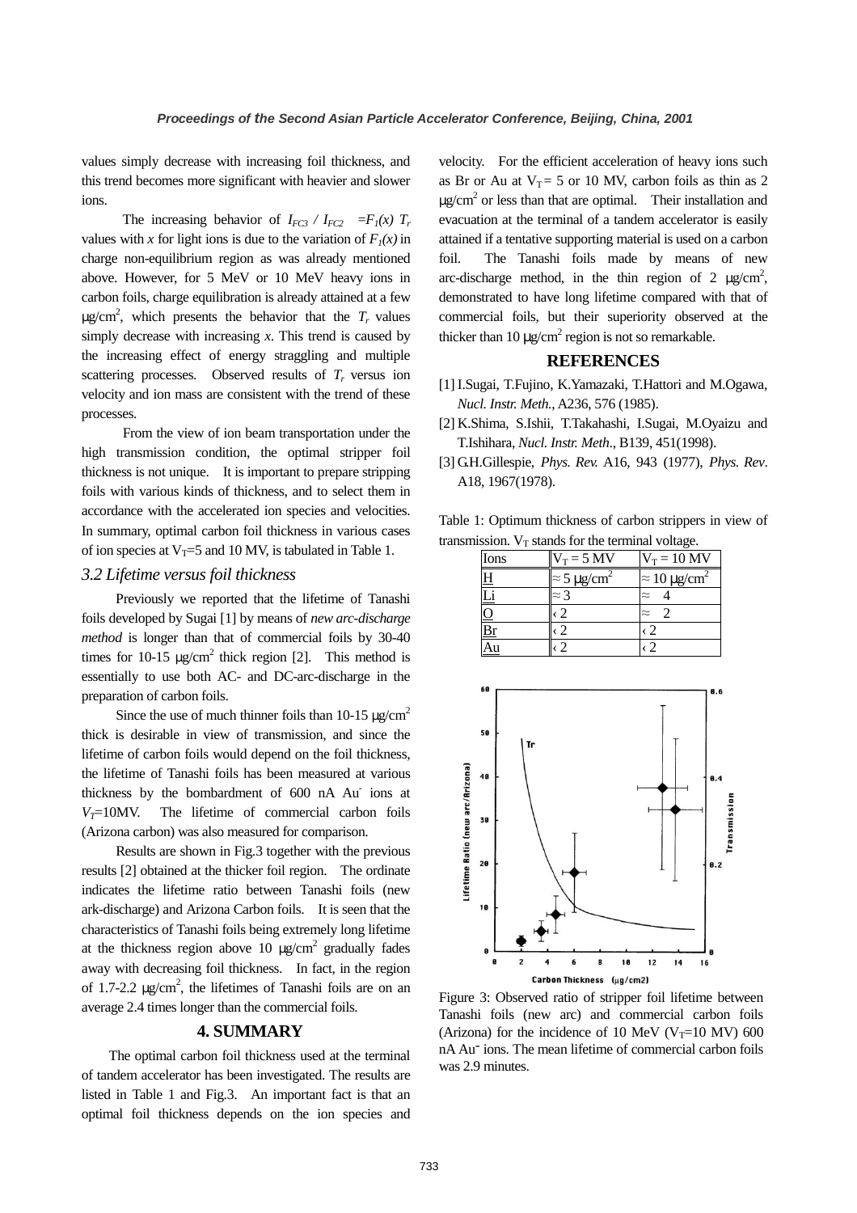values simply decrease with increasing foil thickness, and this trend becomes more significant with heavier and slower ions.

The increasing behavior of $I_{FC3} / I_{FC2} = F_1(x)$ $T_r$ values with $x$ for light ions is due to the variation of $F_1(x)$ in charge non-equilibrium region as was already mentioned above. However, for 5 MeV or 10 MeV heavy ions in carbon foils, charge equilibration is already attained at a few $\mu g/cm^2$, which presents the behavior that the $T_r$ values simply decrease with increasing $x$. This trend is caused by the increasing effect of energy straggling and multiple scattering processes. Observed results of $T_r$ versus ion velocity and ion mass are consistent with the trend of these processes.

From the view of ion beam transportation under the high transmission condition, the optimal stripper foil thickness is not unique. It is important to prepare stripping foils with various kinds of thickness, and to select them in accordance with the accelerated ion species and velocities. In summary, optimal carbon foil thickness in various cases of ion species at $V_T$=5 and 10 MV, is tabulated in Table 1.

### 3.2 Lifetime versus foil thickness

Previously we reported that the lifetime of Tanashi foils developed by Sugai [1] by means of *new arc-discharge method* is longer than that of commercial foils by 30-40 times for 10-15 $\mu g/cm^2$ thick region [2]. This method is essentially to use both AC- and DC-arc-discharge in the preparation of carbon foils.

Since the use of much thinner foils than 10-15 $\mu g/cm^2$ thick is desirable in view of transmission, and since the lifetime of carbon foils would depend on the foil thickness, the lifetime of Tanashi foils has been measured at various thickness by the bombardment of 600 nA $Au^-$ ions at $V_T$=10MV. The lifetime of commercial carbon foils (Arizona carbon) was also measured for comparison.

Results are shown in Fig.3 together with the previous results [2] obtained at the thicker foil region. The ordinate indicates the lifetime ratio between Tanashi foils (new ark-discharge) and Arizona Carbon foils. It is seen that the characteristics of Tanashi foils being extremely long lifetime at the thickness region above 10 $\mu g/cm^2$ gradually fades away with decreasing foil thickness. In fact, in the region of 1.7-2.2 $\mu g/cm^2$, the lifetimes of Tanashi foils are on an average 2.4 times longer than the commercial foils.

## 4. SUMMARY

The optimal carbon foil thickness used at the terminal of tandem accelerator has been investigated. The results are listed in Table 1 and Fig.3. An important fact is that an optimal foil thickness depends on the ion species and velocity. For the efficient acceleration of heavy ions such as Br or Au at $V_T$ = 5 or 10 MV, carbon foils as thin as 2 $\mu g/cm^2$ or less than that are optimal. Their installation and evacuation at the terminal of a tandem accelerator is easily attained if a tentative supporting material is used on a carbon foil. The Tanashi foils made by means of new arc-discharge method, in the thin region of 2 $\mu g/cm^2$, demonstrated to have long lifetime compared with that of commercial foils, but their superiority observed at the thicker than 10 $\mu g/cm^2$ region is not so remarkable.

## REFERENCES

[1] I.Sugai, T.Fujino, K.Yamazaki, T.Hattori and M.Ogawa, *Nucl. Instr. Meth.*, A236, 576 (1985).

[2] K.Shima, S.Ishii, T.Takahashi, I.Sugai, M.Oyaizu and T.Ishihara, *Nucl. Instr. Meth*., B139, 451(1998).

[3] G.H.Gillespie, *Phys. Rev.* A16, 943 (1977), *Phys. Rev*. A18, 1967(1978).

Table 1: Optimum thickness of carbon strippers in view of transmission. $V_T$ stands for the terminal voltage.

| Ions | $V_T$ = 5 MV | $V_T$ = 10 MV |
|---|---|---|
| H | ≈ 5 $\mu g/cm^2$ | ≈ 10 $\mu g/cm^2$ |
| Li | ≈ 3 | ≈ 4 |
| O | ‹ 2 | ≈ 2 |
| Br | ‹ 2 | ‹ 2 |
| Au | ‹ 2 | ‹ 2 |

Tr

Lifetime Ratio (new arc/Arizona)

Transmission

Carbon Thickness (μg/cm2)

Figure 3: Observed ratio of stripper foil lifetime between Tanashi foils (new arc) and commercial carbon foils (Arizona) for the incidence of 10 MeV ($V_T$=10 MV) 600 nA $Au^-$ ions. The mean lifetime of commercial carbon foils was 2.9 minutes.